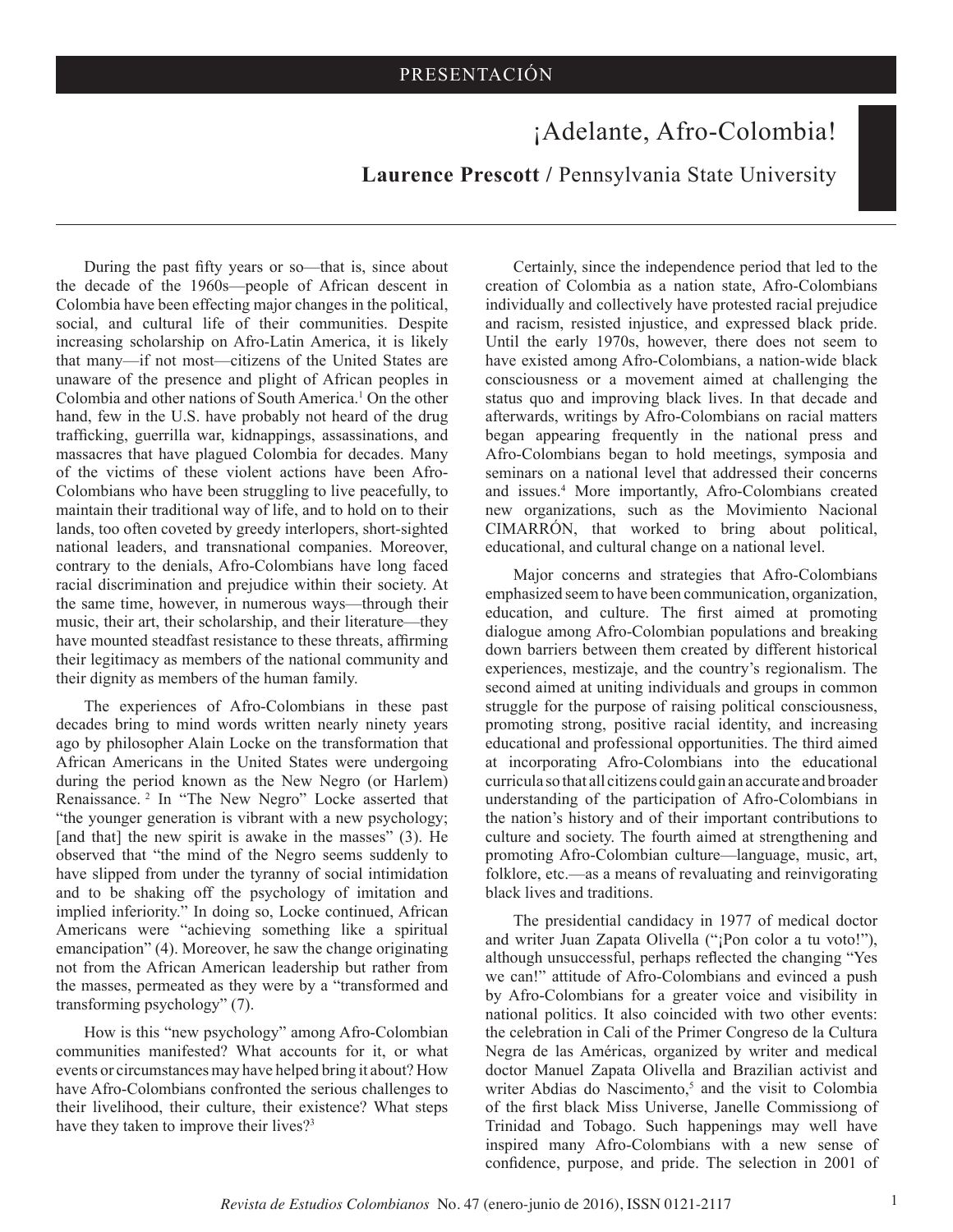PRESENTACIÓN

# ¡Adelante, Afro-Colombia!

**Laurence Prescott** / Pennsylvania State University

During the past fifty years or so—that is, since about the decade of the 1960s—people of African descent in Colombia have been effecting major changes in the political, social, and cultural life of their communities. Despite increasing scholarship on Afro-Latin America, it is likely that many—if not most—citizens of the United States are unaware of the presence and plight of African peoples in Colombia and other nations of South America.[1] On the other hand, few in the U.S. have probably not heard of the drug trafficking, guerrilla war, kidnappings, assassinations, and massacres that have plagued Colombia for decades. Many of the victims of these violent actions have been Afro-Colombians who have been struggling to live peacefully, to maintain their traditional way of life, and to hold on to their lands, too often coveted by greedy interlopers, short-sighted national leaders, and transnational companies. Moreover, contrary to the denials, Afro-Colombians have long faced racial discrimination and prejudice within their society. At the same time, however, in numerous ways—through their music, their art, their scholarship, and their literature—they have mounted steadfast resistance to these threats, affirming their legitimacy as members of the national community and their dignity as members of the human family.

The experiences of Afro-Colombians in these past decades bring to mind words written nearly ninety years ago by philosopher Alain Locke on the transformation that African Americans in the United States were undergoing during the period known as the New Negro (or Harlem) Renaissance.[2] In "The New Negro" Locke asserted that "the younger generation is vibrant with a new psychology; [and that] the new spirit is awake in the masses" (3). He observed that "the mind of the Negro seems suddenly to have slipped from under the tyranny of social intimidation and to be shaking off the psychology of imitation and implied inferiority." In doing so, Locke continued, African Americans were "achieving something like a spiritual emancipation" (4). Moreover, he saw the change originating not from the African American leadership but rather from the masses, permeated as they were by a "transformed and transforming psychology" (7).

How is this "new psychology" among Afro-Colombian communities manifested? What accounts for it, or what events or circumstances may have helped bring it about? How have Afro-Colombians confronted the serious challenges to their livelihood, their culture, their existence? What steps have they taken to improve their lives?[3]

Certainly, since the independence period that led to the creation of Colombia as a nation state, Afro-Colombians individually and collectively have protested racial prejudice and racism, resisted injustice, and expressed black pride. Until the early 1970s, however, there does not seem to have existed among Afro-Colombians, a nation-wide black consciousness or a movement aimed at challenging the status quo and improving black lives. In that decade and afterwards, writings by Afro-Colombians on racial matters began appearing frequently in the national press and Afro-Colombians began to hold meetings, symposia and seminars on a national level that addressed their concerns and issues.[4] More importantly, Afro-Colombians created new organizations, such as the Movimiento Nacional CIMARRÓN, that worked to bring about political, educational, and cultural change on a national level.

Major concerns and strategies that Afro-Colombians emphasized seem to have been communication, organization, education, and culture. The first aimed at promoting dialogue among Afro-Colombian populations and breaking down barriers between them created by different historical experiences, mestizaje, and the country's regionalism. The second aimed at uniting individuals and groups in common struggle for the purpose of raising political consciousness, promoting strong, positive racial identity, and increasing educational and professional opportunities. The third aimed at incorporating Afro-Colombians into the educational curricula so that all citizens could gain an accurate and broader understanding of the participation of Afro-Colombians in the nation's history and of their important contributions to culture and society. The fourth aimed at strengthening and promoting Afro-Colombian culture—language, music, art, folklore, etc.—as a means of revaluating and reinvigorating black lives and traditions.

The presidential candidacy in 1977 of medical doctor and writer Juan Zapata Olivella ("¡Pon color a tu voto!"), although unsuccessful, perhaps reflected the changing "Yes we can!" attitude of Afro-Colombians and evinced a push by Afro-Colombians for a greater voice and visibility in national politics. It also coincided with two other events: the celebration in Cali of the Primer Congreso de la Cultura Negra de las Américas, organized by writer and medical doctor Manuel Zapata Olivella and Brazilian activist and writer Abdias do Nascimento,[5] and the visit to Colombia of the first black Miss Universe, Janelle Commissiong of Trinidad and Tobago. Such happenings may well have inspired many Afro-Colombians with a new sense of confidence, purpose, and pride. The selection in 2001 of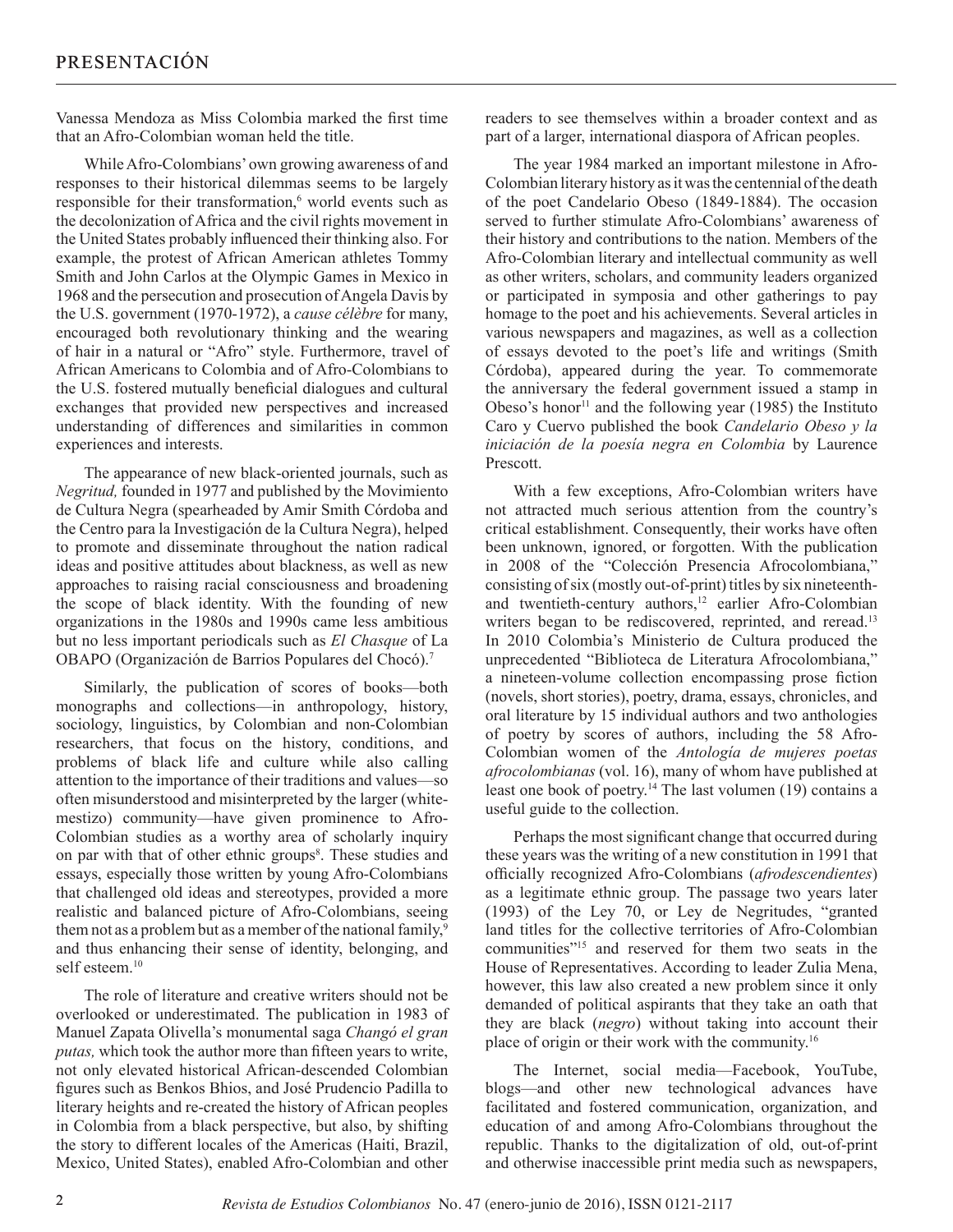Vanessa Mendoza as Miss Colombia marked the first time that an Afro-Colombian woman held the title.

While Afro-Colombians' own growing awareness of and responses to their historical dilemmas seems to be largely responsible for their transformation,[6] world events such as the decolonization of Africa and the civil rights movement in the United States probably influenced their thinking also. For example, the protest of African American athletes Tommy Smith and John Carlos at the Olympic Games in Mexico in 1968 and the persecution and prosecution of Angela Davis by the U.S. government (1970-1972), a *cause célèbre* for many, encouraged both revolutionary thinking and the wearing of hair in a natural or "Afro" style. Furthermore, travel of African Americans to Colombia and of Afro-Colombians to the U.S. fostered mutually beneficial dialogues and cultural exchanges that provided new perspectives and increased understanding of differences and similarities in common experiences and interests.

The appearance of new black-oriented journals, such as *Negritud,* founded in 1977 and published by the Movimiento de Cultura Negra (spearheaded by Amir Smith Córdoba and the Centro para la Investigación de la Cultura Negra), helped to promote and disseminate throughout the nation radical ideas and positive attitudes about blackness, as well as new approaches to raising racial consciousness and broadening the scope of black identity. With the founding of new organizations in the 1980s and 1990s came less ambitious but no less important periodicals such as *El Chasque* of La OBAPO (Organización de Barrios Populares del Chocó).[7]

Similarly, the publication of scores of books—both monographs and collections—in anthropology, history, sociology, linguistics, by Colombian and non-Colombian researchers, that focus on the history, conditions, and problems of black life and culture while also calling attention to the importance of their traditions and values—so often misunderstood and misinterpreted by the larger (white-mestizo) community—have given prominence to Afro-Colombian studies as a worthy area of scholarly inquiry on par with that of other ethnic groups[8]. These studies and essays, especially those written by young Afro-Colombians that challenged old ideas and stereotypes, provided a more realistic and balanced picture of Afro-Colombians, seeing them not as a problem but as a member of the national family,[9] and thus enhancing their sense of identity, belonging, and self esteem.[10]

The role of literature and creative writers should not be overlooked or underestimated. The publication in 1983 of Manuel Zapata Olivella's monumental saga *Changó el gran putas,* which took the author more than fifteen years to write, not only elevated historical African-descended Colombian figures such as Benkos Bhios, and José Prudencio Padilla to literary heights and re-created the history of African peoples in Colombia from a black perspective, but also, by shifting the story to different locales of the Americas (Haiti, Brazil, Mexico, United States), enabled Afro-Colombian and other readers to see themselves within a broader context and as part of a larger, international diaspora of African peoples.

The year 1984 marked an important milestone in Afro-Colombian literary history as it was the centennial of the death of the poet Candelario Obeso (1849-1884). The occasion served to further stimulate Afro-Colombians' awareness of their history and contributions to the nation. Members of the Afro-Colombian literary and intellectual community as well as other writers, scholars, and community leaders organized or participated in symposia and other gatherings to pay homage to the poet and his achievements. Several articles in various newspapers and magazines, as well as a collection of essays devoted to the poet's life and writings (Smith Córdoba), appeared during the year. To commemorate the anniversary the federal government issued a stamp in Obeso's honor[11] and the following year (1985) the Instituto Caro y Cuervo published the book *Candelario Obeso y la iniciación de la poesía negra en Colombia* by Laurence Prescott.

With a few exceptions, Afro-Colombian writers have not attracted much serious attention from the country's critical establishment. Consequently, their works have often been unknown, ignored, or forgotten. With the publication in 2008 of the "Colección Presencia Afrocolombiana," consisting of six (mostly out-of-print) titles by six nineteenth- and twentieth-century authors,[12] earlier Afro-Colombian writers began to be rediscovered, reprinted, and reread.[13] In 2010 Colombia's Ministerio de Cultura produced the unprecedented "Biblioteca de Literatura Afrocolombiana," a nineteen-volume collection encompassing prose fiction (novels, short stories), poetry, drama, essays, chronicles, and oral literature by 15 individual authors and two anthologies of poetry by scores of authors, including the 58 Afro-Colombian women of the *Antología de mujeres poetas afrocolombianas* (vol. 16), many of whom have published at least one book of poetry.[14] The last volumen (19) contains a useful guide to the collection.

Perhaps the most significant change that occurred during these years was the writing of a new constitution in 1991 that officially recognized Afro-Colombians (*afrodescendientes*) as a legitimate ethnic group. The passage two years later (1993) of the Ley 70, or Ley de Negritudes, "granted land titles for the collective territories of Afro-Colombian communities"[15] and reserved for them two seats in the House of Representatives. According to leader Zulia Mena, however, this law also created a new problem since it only demanded of political aspirants that they take an oath that they are black (*negro*) without taking into account their place of origin or their work with the community.[16]

The Internet, social media—Facebook, YouTube, blogs—and other new technological advances have facilitated and fostered communication, organization, and education of and among Afro-Colombians throughout the republic. Thanks to the digitalization of old, out-of-print and otherwise inaccessible print media such as newspapers,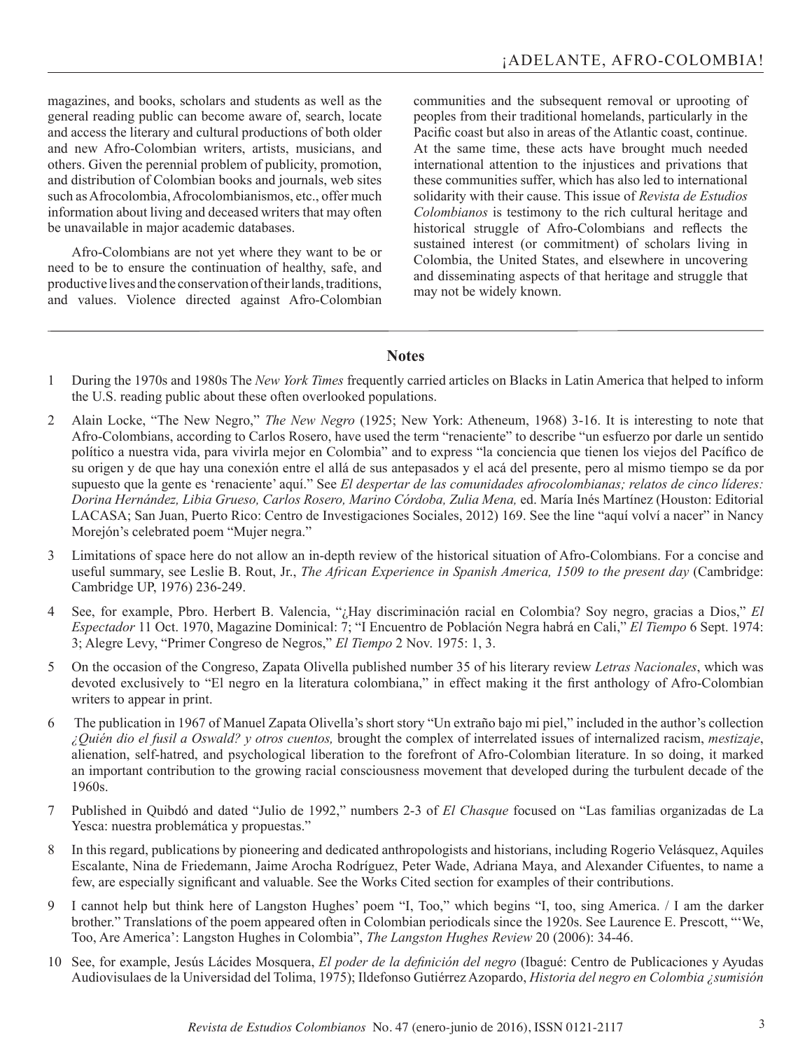magazines, and books, scholars and students as well as the general reading public can become aware of, search, locate and access the literary and cultural productions of both older and new Afro-Colombian writers, artists, musicians, and others. Given the perennial problem of publicity, promotion, and distribution of Colombian books and journals, web sites such as Afrocolombia, Afrocolombianismos, etc., offer much information about living and deceased writers that may often be unavailable in major academic databases.

Afro-Colombians are not yet where they want to be or need to be to ensure the continuation of healthy, safe, and productive lives and the conservation of their lands, traditions, and values. Violence directed against Afro-Colombian communities and the subsequent removal or uprooting of peoples from their traditional homelands, particularly in the Pacific coast but also in areas of the Atlantic coast, continue. At the same time, these acts have brought much needed international attention to the injustices and privations that these communities suffer, which has also led to international solidarity with their cause. This issue of *Revista de Estudios Colombianos* is testimony to the rich cultural heritage and historical struggle of Afro-Colombians and reflects the sustained interest (or commitment) of scholars living in Colombia, the United States, and elsewhere in uncovering and disseminating aspects of that heritage and struggle that may not be widely known.

## Notes

1. During the 1970s and 1980s The *New York Times* frequently carried articles on Blacks in Latin America that helped to inform the U.S. reading public about these often overlooked populations.

2. Alain Locke, "The New Negro," *The New Negro* (1925; New York: Atheneum, 1968) 3-16. It is interesting to note that Afro-Colombians, according to Carlos Rosero, have used the term "renaciente" to describe "un esfuerzo por darle un sentido político a nuestra vida, para vivirla mejor en Colombia" and to express "la conciencia que tienen los viejos del Pacífico de su origen y de que hay una conexión entre el allá de sus antepasados y el acá del presente, pero al mismo tiempo se da por supuesto que la gente es 'renaciente' aquí." See *El despertar de las comunidades afrocolombianas; relatos de cinco líderes: Dorina Hernández, Libia Grueso, Carlos Rosero, Marino Córdoba, Zulia Mena,* ed. María Inés Martínez (Houston: Editorial LACASA; San Juan, Puerto Rico: Centro de Investigaciones Sociales, 2012) 169. See the line "aquí volví a nacer" in Nancy Morejón's celebrated poem "Mujer negra."

3. Limitations of space here do not allow an in-depth review of the historical situation of Afro-Colombians. For a concise and useful summary, see Leslie B. Rout, Jr., *The African Experience in Spanish America, 1509 to the present day* (Cambridge: Cambridge UP, 1976) 236-249.

4. See, for example, Pbro. Herbert B. Valencia, "¿Hay discriminación racial en Colombia? Soy negro, gracias a Dios," *El Espectador* 11 Oct. 1970, Magazine Dominical: 7; "I Encuentro de Población Negra habrá en Cali," *El Tiempo* 6 Sept. 1974: 3; Alegre Levy, "Primer Congreso de Negros," *El Tiempo* 2 Nov. 1975: 1, 3.

5. On the occasion of the Congreso, Zapata Olivella published number 35 of his literary review *Letras Nacionales*, which was devoted exclusively to "El negro en la literatura colombiana," in effect making it the first anthology of Afro-Colombian writers to appear in print.

6. The publication in 1967 of Manuel Zapata Olivella's short story "Un extraño bajo mi piel," included in the author's collection *¿Quién dio el fusil a Oswald? y otros cuentos,* brought the complex of interrelated issues of internalized racism, *mestizaje*, alienation, self-hatred, and psychological liberation to the forefront of Afro-Colombian literature. In so doing, it marked an important contribution to the growing racial consciousness movement that developed during the turbulent decade of the 1960s.

7. Published in Quibdó and dated "Julio de 1992," numbers 2-3 of *El Chasque* focused on "Las familias organizadas de La Yesca: nuestra problemática y propuestas."

8. In this regard, publications by pioneering and dedicated anthropologists and historians, including Rogerio Velásquez, Aquiles Escalante, Nina de Friedemann, Jaime Arocha Rodríguez, Peter Wade, Adriana Maya, and Alexander Cifuentes, to name a few, are especially significant and valuable. See the Works Cited section for examples of their contributions.

9. I cannot help but think here of Langston Hughes' poem "I, Too," which begins "I, too, sing America. / I am the darker brother." Translations of the poem appeared often in Colombian periodicals since the 1920s. See Laurence E. Prescott, "'We, Too, Are America': Langston Hughes in Colombia", *The Langston Hughes Review* 20 (2006): 34-46.

10. See, for example, Jesús Lácides Mosquera, *El poder de la definición del negro* (Ibagué: Centro de Publicaciones y Ayudas Audiovisulaes de la Universidad del Tolima, 1975); Ildefonso Gutiérrez Azopardo, *Historia del negro en Colombia ¿sumisión*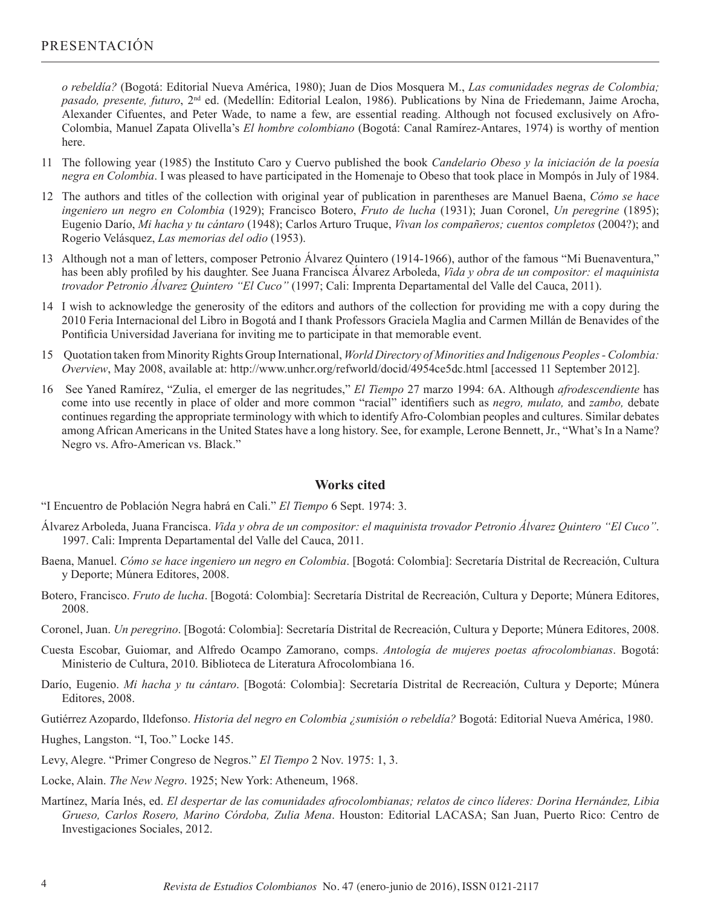*o rebeldía?* (Bogotá: Editorial Nueva América, 1980); Juan de Dios Mosquera M., *Las comunidades negras de Colombia; pasado, presente, futuro*, 2nd ed. (Medellín: Editorial Lealon, 1986). Publications by Nina de Friedemann, Jaime Arocha, Alexander Cifuentes, and Peter Wade, to name a few, are essential reading. Although not focused exclusively on Afro-Colombia, Manuel Zapata Olivella's *El hombre colombiano* (Bogotá: Canal Ramírez-Antares, 1974) is worthy of mention here.

11 The following year (1985) the Instituto Caro y Cuervo published the book *Candelario Obeso y la iniciación de la poesía negra en Colombia*. I was pleased to have participated in the Homenaje to Obeso that took place in Mompós in July of 1984.

12 The authors and titles of the collection with original year of publication in parentheses are Manuel Baena, *Cómo se hace ingeniero un negro en Colombia* (1929); Francisco Botero, *Fruto de lucha* (1931); Juan Coronel, *Un peregrine* (1895); Eugenio Darío, *Mi hacha y tu cántaro* (1948); Carlos Arturo Truque, *Vivan los compañeros; cuentos completos* (2004?); and Rogerio Velásquez, *Las memorias del odio* (1953).

13 Although not a man of letters, composer Petronio Álvarez Quintero (1914-1966), author of the famous "Mi Buenaventura," has been ably profiled by his daughter. See Juana Francisca Álvarez Arboleda, *Vida y obra de un compositor: el maquinista trovador Petronio Álvarez Quintero "El Cuco"* (1997; Cali: Imprenta Departamental del Valle del Cauca, 2011).

14 I wish to acknowledge the generosity of the editors and authors of the collection for providing me with a copy during the 2010 Feria Internacional del Libro in Bogotá and I thank Professors Graciela Maglia and Carmen Millán de Benavides of the Pontificia Universidad Javeriana for inviting me to participate in that memorable event.

15 Quotation taken from Minority Rights Group International, *World Directory of Minorities and Indigenous Peoples - Colombia: Overview*, May 2008, available at: http://www.unhcr.org/refworld/docid/4954ce5dc.html [accessed 11 September 2012].

16 See Yaned Ramírez, "Zulia, el emerger de las negritudes," *El Tiempo* 27 marzo 1994: 6A. Although *afrodescendiente* has come into use recently in place of older and more common "racial" identifiers such as *negro, mulato,* and *zambo,* debate continues regarding the appropriate terminology with which to identify Afro-Colombian peoples and cultures. Similar debates among African Americans in the United States have a long history. See, for example, Lerone Bennett, Jr., "What's In a Name? Negro vs. Afro-American vs. Black."

## Works cited

"I Encuentro de Población Negra habrá en Cali." *El Tiempo* 6 Sept. 1974: 3.

Álvarez Arboleda, Juana Francisca. *Vida y obra de un compositor: el maquinista trovador Petronio Álvarez Quintero "El Cuco"*. 1997. Cali: Imprenta Departamental del Valle del Cauca, 2011.

Baena, Manuel. *Cómo se hace ingeniero un negro en Colombia*. [Bogotá: Colombia]: Secretaría Distrital de Recreación, Cultura y Deporte; Múnera Editores, 2008.

Botero, Francisco. *Fruto de lucha*. [Bogotá: Colombia]: Secretaría Distrital de Recreación, Cultura y Deporte; Múnera Editores, 2008.

Coronel, Juan. *Un peregrino*. [Bogotá: Colombia]: Secretaría Distrital de Recreación, Cultura y Deporte; Múnera Editores, 2008.

Cuesta Escobar, Guiomar, and Alfredo Ocampo Zamorano, comps. *Antología de mujeres poetas afrocolombianas*. Bogotá: Ministerio de Cultura, 2010. Biblioteca de Literatura Afrocolombiana 16.

Darío, Eugenio. *Mi hacha y tu cántaro*. [Bogotá: Colombia]: Secretaría Distrital de Recreación, Cultura y Deporte; Múnera Editores, 2008.

Gutiérrez Azopardo, Ildefonso. *Historia del negro en Colombia ¿sumisión o rebeldía?* Bogotá: Editorial Nueva América, 1980.

Hughes, Langston. "I, Too." Locke 145.

Levy, Alegre. "Primer Congreso de Negros." *El Tiempo* 2 Nov. 1975: 1, 3.

Locke, Alain. *The New Negro*. 1925; New York: Atheneum, 1968.

Martínez, María Inés, ed. *El despertar de las comunidades afrocolombianas; relatos de cinco líderes: Dorina Hernández, Libia Grueso, Carlos Rosero, Marino Córdoba, Zulia Mena*. Houston: Editorial LACASA; San Juan, Puerto Rico: Centro de Investigaciones Sociales, 2012.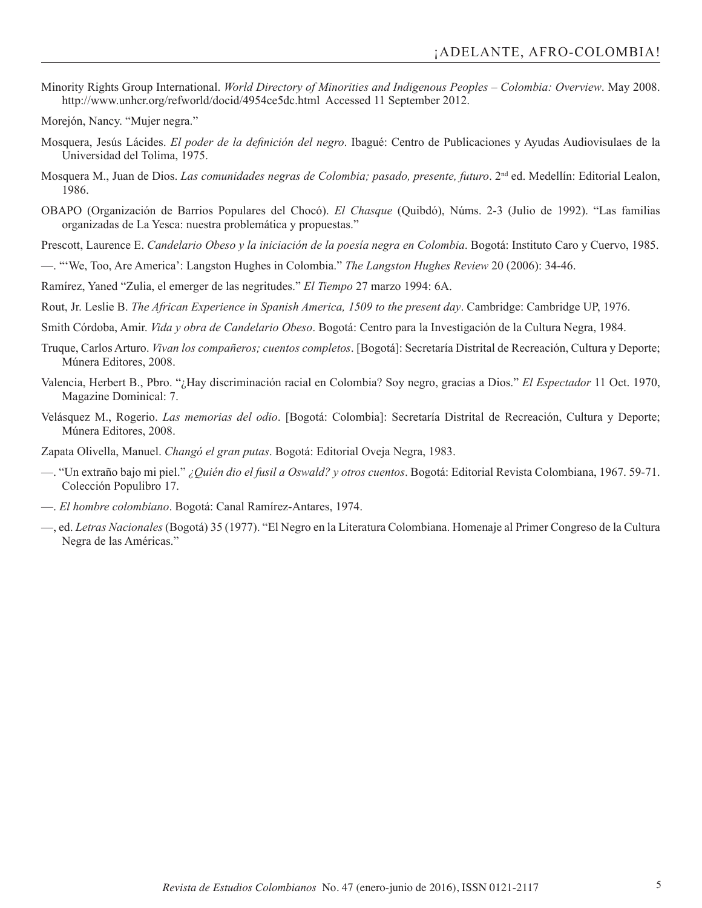Minority Rights Group International. *World Directory of Minorities and Indigenous Peoples – Colombia: Overview*. May 2008. http://www.unhcr.org/refworld/docid/4954ce5dc.html Accessed 11 September 2012.

Morejón, Nancy. "Mujer negra."

Mosquera, Jesús Lácides. *El poder de la definición del negro*. Ibagué: Centro de Publicaciones y Ayudas Audiovisulaes de la Universidad del Tolima, 1975.

Mosquera M., Juan de Dios. *Las comunidades negras de Colombia; pasado, presente, futuro*. 2nd ed. Medellín: Editorial Lealon, 1986.

OBAPO (Organización de Barrios Populares del Chocó). *El Chasque* (Quibdó), Núms. 2-3 (Julio de 1992). "Las familias organizadas de La Yesca: nuestra problemática y propuestas."

Prescott, Laurence E. *Candelario Obeso y la iniciación de la poesía negra en Colombia*. Bogotá: Instituto Caro y Cuervo, 1985.

—. "'We, Too, Are America': Langston Hughes in Colombia." *The Langston Hughes Review* 20 (2006): 34-46.

Ramírez, Yaned "Zulia, el emerger de las negritudes." *El Tiempo* 27 marzo 1994: 6A.

Rout, Jr. Leslie B. *The African Experience in Spanish America, 1509 to the present day*. Cambridge: Cambridge UP, 1976.

Smith Córdoba, Amir. *Vida y obra de Candelario Obeso*. Bogotá: Centro para la Investigación de la Cultura Negra, 1984.

Truque, Carlos Arturo. *Vivan los compañeros; cuentos completos*. [Bogotá]: Secretaría Distrital de Recreación, Cultura y Deporte; Múnera Editores, 2008.

Valencia, Herbert B., Pbro. "¿Hay discriminación racial en Colombia? Soy negro, gracias a Dios." *El Espectador* 11 Oct. 1970, Magazine Dominical: 7.

Velásquez M., Rogerio. *Las memorias del odio*. [Bogotá: Colombia]: Secretaría Distrital de Recreación, Cultura y Deporte; Múnera Editores, 2008.

Zapata Olivella, Manuel. *Changó el gran putas*. Bogotá: Editorial Oveja Negra, 1983.

—. "Un extraño bajo mi piel." *¿Quién dio el fusil a Oswald? y otros cuentos*. Bogotá: Editorial Revista Colombiana, 1967. 59-71. Colección Populibro 17.

—. *El hombre colombiano*. Bogotá: Canal Ramírez-Antares, 1974.

—, ed. *Letras Nacionales* (Bogotá) 35 (1977). "El Negro en la Literatura Colombiana. Homenaje al Primer Congreso de la Cultura Negra de las Américas."